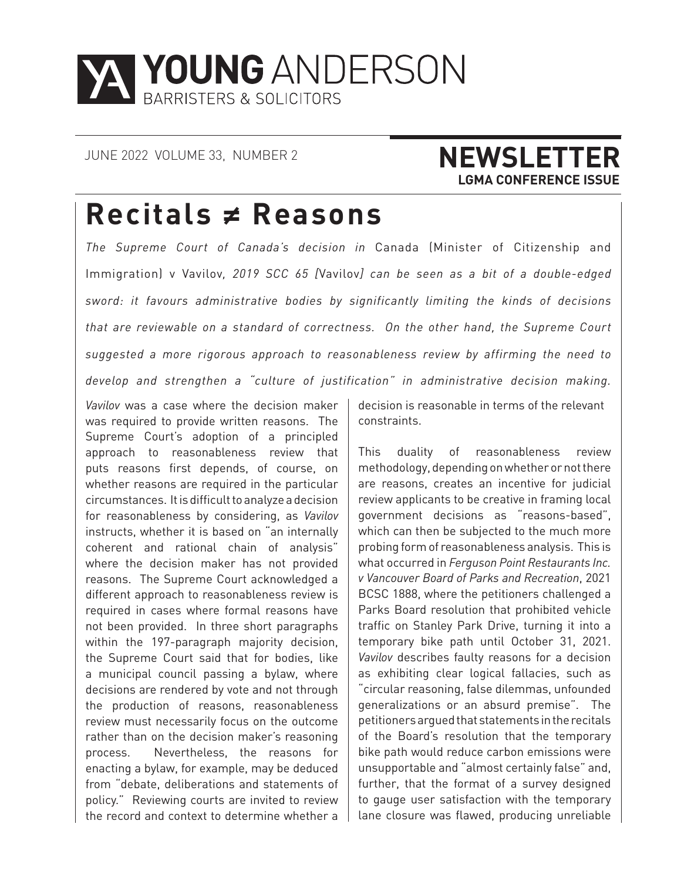# YOUNG ANDERSON

BARRISTERS & SOLICITORS

JUNE 2022 VOLUME 33, NUMBER 2

**NEWSLETTER**
**LGMA CONFERENCE ISSUE**

# Recitals ≠ Reasons

*The Supreme Court of Canada's decision in* Canada (Minister of Citizenship and Immigration) v Vavilov*, 2019 SCC 65 [*Vavilov*] can be seen as a bit of a double-edged sword: it favours administrative bodies by significantly limiting the kinds of decisions that are reviewable on a standard of correctness. On the other hand, the Supreme Court suggested a more rigorous approach to reasonableness review by affirming the need to develop and strengthen a "culture of justification" in administrative decision making.*

*Vavilov* was a case where the decision maker was required to provide written reasons. The Supreme Court's adoption of a principled approach to reasonableness review that puts reasons first depends, of course, on whether reasons are required in the particular circumstances. It is difficult to analyze a decision for reasonableness by considering, as *Vavilov* instructs, whether it is based on "an internally coherent and rational chain of analysis" where the decision maker has not provided reasons. The Supreme Court acknowledged a different approach to reasonableness review is required in cases where formal reasons have not been provided. In three short paragraphs within the 197-paragraph majority decision, the Supreme Court said that for bodies, like a municipal council passing a bylaw, where decisions are rendered by vote and not through the production of reasons, reasonableness review must necessarily focus on the outcome rather than on the decision maker's reasoning process. Nevertheless, the reasons for enacting a bylaw, for example, may be deduced from "debate, deliberations and statements of policy." Reviewing courts are invited to review the record and context to determine whether a decision is reasonable in terms of the relevant constraints.

This duality of reasonableness review methodology, depending on whether or not there are reasons, creates an incentive for judicial review applicants to be creative in framing local government decisions as "reasons-based", which can then be subjected to the much more probing form of reasonableness analysis. This is what occurred in *Ferguson Point Restaurants Inc. v Vancouver Board of Parks and Recreation*, 2021 BCSC 1888, where the petitioners challenged a Parks Board resolution that prohibited vehicle traffic on Stanley Park Drive, turning it into a temporary bike path until October 31, 2021. *Vavilov* describes faulty reasons for a decision as exhibiting clear logical fallacies, such as "circular reasoning, false dilemmas, unfounded generalizations or an absurd premise". The petitioners argued that statements in the recitals of the Board's resolution that the temporary bike path would reduce carbon emissions were unsupportable and "almost certainly false" and, further, that the format of a survey designed to gauge user satisfaction with the temporary lane closure was flawed, producing unreliable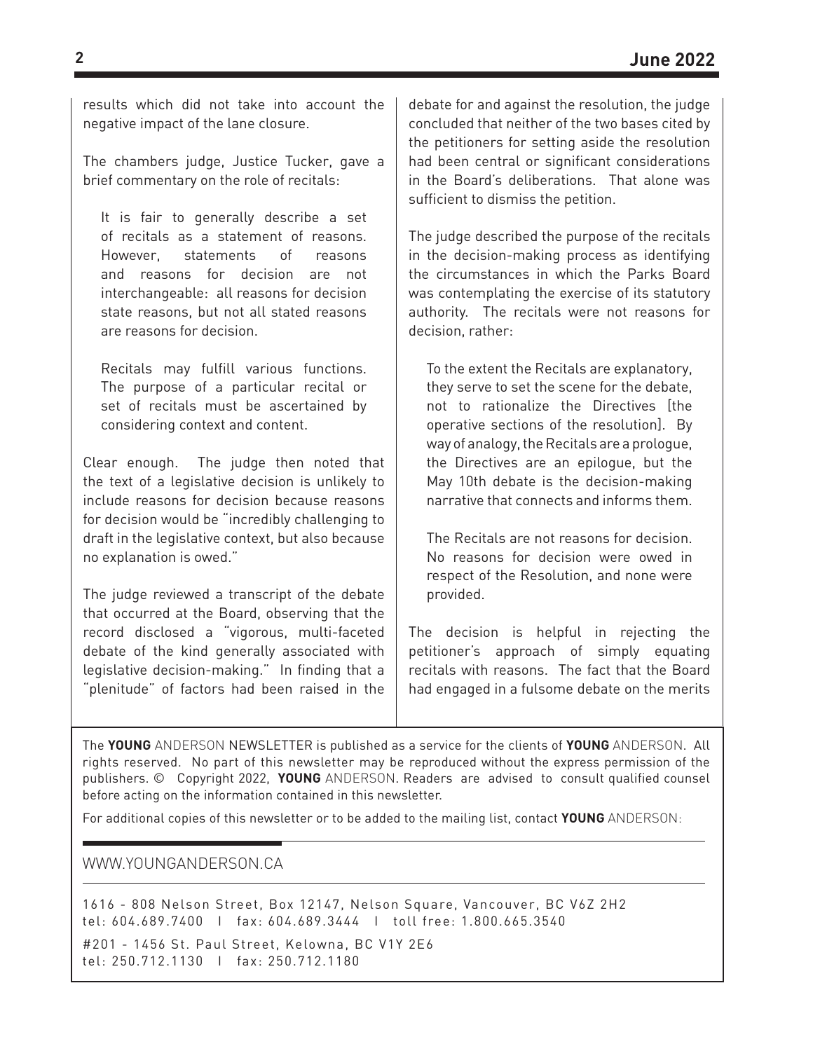results which did not take into account the negative impact of the lane closure.

The chambers judge, Justice Tucker, gave a brief commentary on the role of recitals:

> It is fair to generally describe a set of recitals as a statement of reasons. However, statements of reasons and reasons for decision are not interchangeable: all reasons for decision state reasons, but not all stated reasons are reasons for decision.
>
> Recitals may fulfill various functions. The purpose of a particular recital or set of recitals must be ascertained by considering context and content.

Clear enough. The judge then noted that the text of a legislative decision is unlikely to include reasons for decision because reasons for decision would be "incredibly challenging to draft in the legislative context, but also because no explanation is owed."

The judge reviewed a transcript of the debate that occurred at the Board, observing that the record disclosed a "vigorous, multi-faceted debate of the kind generally associated with legislative decision-making." In finding that a "plenitude" of factors had been raised in the debate for and against the resolution, the judge concluded that neither of the two bases cited by the petitioners for setting aside the resolution had been central or significant considerations in the Board's deliberations. That alone was sufficient to dismiss the petition.

The judge described the purpose of the recitals in the decision-making process as identifying the circumstances in which the Parks Board was contemplating the exercise of its statutory authority. The recitals were not reasons for decision, rather:

> To the extent the Recitals are explanatory, they serve to set the scene for the debate, not to rationalize the Directives [the operative sections of the resolution]. By way of analogy, the Recitals are a prologue, the Directives are an epilogue, but the May 10th debate is the decision-making narrative that connects and informs them.
>
> The Recitals are not reasons for decision. No reasons for decision were owed in respect of the Resolution, and none were provided.

The decision is helpful in rejecting the petitioner's approach of simply equating recitals with reasons. The fact that the Board had engaged in a fulsome debate on the merits

---

The **YOUNG** ANDERSON NEWSLETTER is published as a service for the clients of **YOUNG** ANDERSON. All rights reserved. No part of this newsletter may be reproduced without the express permission of the publishers. © Copyright 2022, **YOUNG** ANDERSON. Readers are advised to consult qualified counsel before acting on the information contained in this newsletter.

For additional copies of this newsletter or to be added to the mailing list, contact **YOUNG** ANDERSON:

WWW.YOUNGANDERSON.CA

1616 - 808 Nelson Street, Box 12147, Nelson Square, Vancouver, BC V6Z 2H2
tel: 604.689.7400 | fax: 604.689.3444 | toll free: 1.800.665.3540

#201 - 1456 St. Paul Street, Kelowna, BC V1Y 2E6
tel: 250.712.1130 | fax: 250.712.1180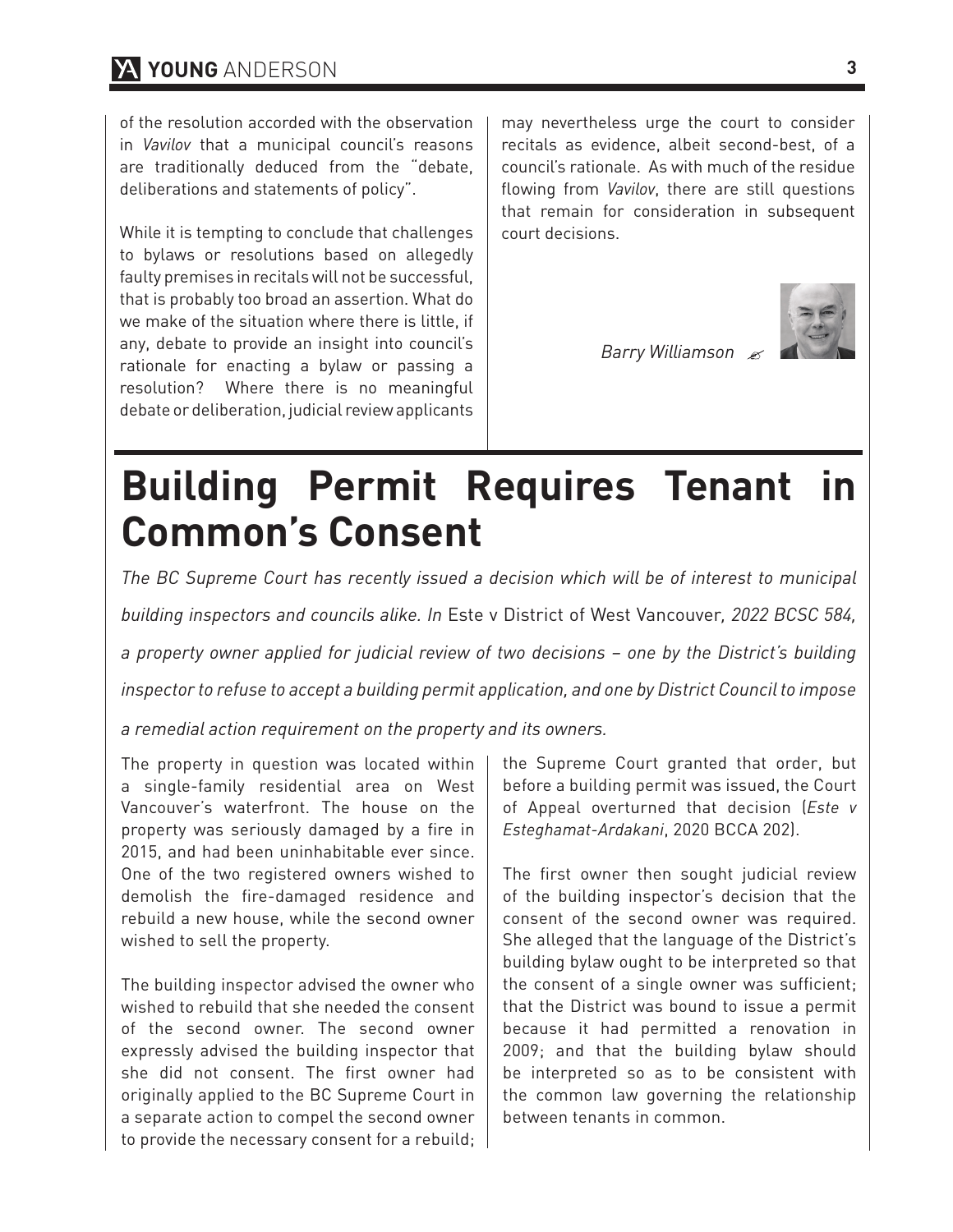of the resolution accorded with the observation in *Vavilov* that a municipal council's reasons are traditionally deduced from the "debate, deliberations and statements of policy".

While it is tempting to conclude that challenges to bylaws or resolutions based on allegedly faulty premises in recitals will not be successful, that is probably too broad an assertion. What do we make of the situation where there is little, if any, debate to provide an insight into council's rationale for enacting a bylaw or passing a resolution? Where there is no meaningful debate or deliberation, judicial review applicants may nevertheless urge the court to consider recitals as evidence, albeit second-best, of a council's rationale. As with much of the residue flowing from *Vavilov*, there are still questions that remain for consideration in subsequent court decisions.

*Barry Williamson*

# Building Permit Requires Tenant in Common's Consent

*The BC Supreme Court has recently issued a decision which will be of interest to municipal building inspectors and councils alike. In* Este v District of West Vancouver*, 2022 BCSC 584, a property owner applied for judicial review of two decisions – one by the District's building inspector to refuse to accept a building permit application, and one by District Council to impose a remedial action requirement on the property and its owners.*

The property in question was located within a single-family residential area on West Vancouver's waterfront. The house on the property was seriously damaged by a fire in 2015, and had been uninhabitable ever since. One of the two registered owners wished to demolish the fire-damaged residence and rebuild a new house, while the second owner wished to sell the property.

The building inspector advised the owner who wished to rebuild that she needed the consent of the second owner. The second owner expressly advised the building inspector that she did not consent. The first owner had originally applied to the BC Supreme Court in a separate action to compel the second owner to provide the necessary consent for a rebuild; the Supreme Court granted that order, but before a building permit was issued, the Court of Appeal overturned that decision (*Este v Esteghamat-Ardakani*, 2020 BCCA 202).

The first owner then sought judicial review of the building inspector's decision that the consent of the second owner was required. She alleged that the language of the District's building bylaw ought to be interpreted so that the consent of a single owner was sufficient; that the District was bound to issue a permit because it had permitted a renovation in 2009; and that the building bylaw should be interpreted so as to be consistent with the common law governing the relationship between tenants in common.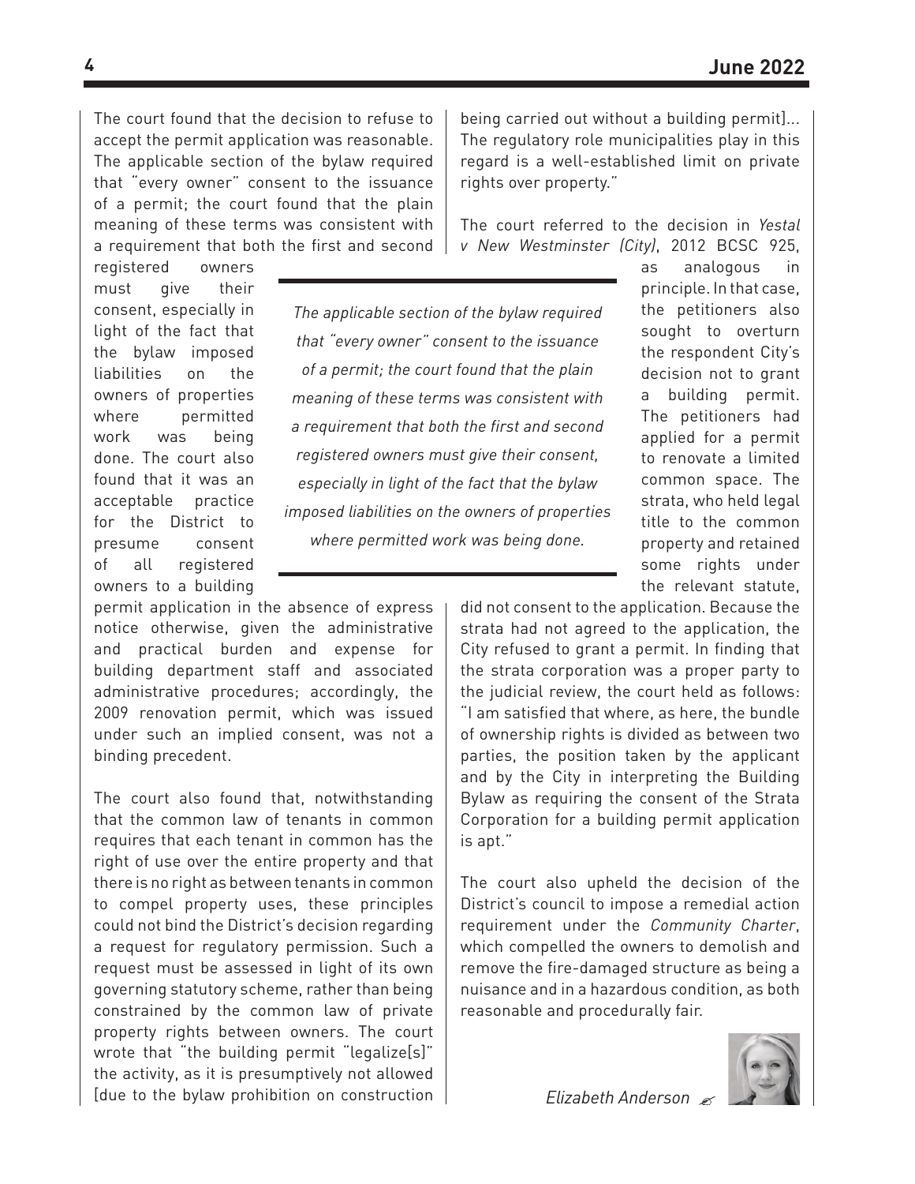The court found that the decision to refuse to accept the permit application was reasonable. The applicable section of the bylaw required that "every owner" consent to the issuance of a permit; the court found that the plain meaning of these terms was consistent with a requirement that both the first and second registered owners must give their consent, especially in light of the fact that the bylaw imposed liabilities on the owners of properties where permitted work was being done. The court also found that it was an acceptable practice for the District to presume consent of all registered owners to a building permit application in the absence of express notice otherwise, given the administrative and practical burden and expense for building department staff and associated administrative procedures; accordingly, the 2009 renovation permit, which was issued under such an implied consent, was not a binding precedent.

> *The applicable section of the bylaw required that "every owner" consent to the issuance of a permit; the court found that the plain meaning of these terms was consistent with a requirement that both the first and second registered owners must give their consent, especially in light of the fact that the bylaw imposed liabilities on the owners of properties where permitted work was being done.*

The court also found that, notwithstanding that the common law of tenants in common requires that each tenant in common has the right of use over the entire property and that there is no right as between tenants in common to compel property uses, these principles could not bind the District's decision regarding a request for regulatory permission. Such a request must be assessed in light of its own governing statutory scheme, rather than being constrained by the common law of private property rights between owners. The court wrote that "the building permit "legalize[s]" the activity, as it is presumptively not allowed [due to the bylaw prohibition on construction being carried out without a building permit]... The regulatory role municipalities play in this regard is a well-established limit on private rights over property."

The court referred to the decision in *Yestal v New Westminster (City)*, 2012 BCSC 925, as analogous in principle. In that case, the petitioners also sought to overturn the respondent City's decision not to grant a building permit. The petitioners had applied for a permit to renovate a limited common space. The strata, who held legal title to the common property and retained some rights under the relevant statute, did not consent to the application. Because the strata had not agreed to the application, the City refused to grant a permit. In finding that the strata corporation was a proper party to the judicial review, the court held as follows: "I am satisfied that where, as here, the bundle of ownership rights is divided as between two parties, the position taken by the applicant and by the City in interpreting the Building Bylaw as requiring the consent of the Strata Corporation for a building permit application is apt."

The court also upheld the decision of the District's council to impose a remedial action requirement under the *Community Charter*, which compelled the owners to demolish and remove the fire-damaged structure as being a nuisance and in a hazardous condition, as both reasonable and procedurally fair.

*Elizabeth Anderson*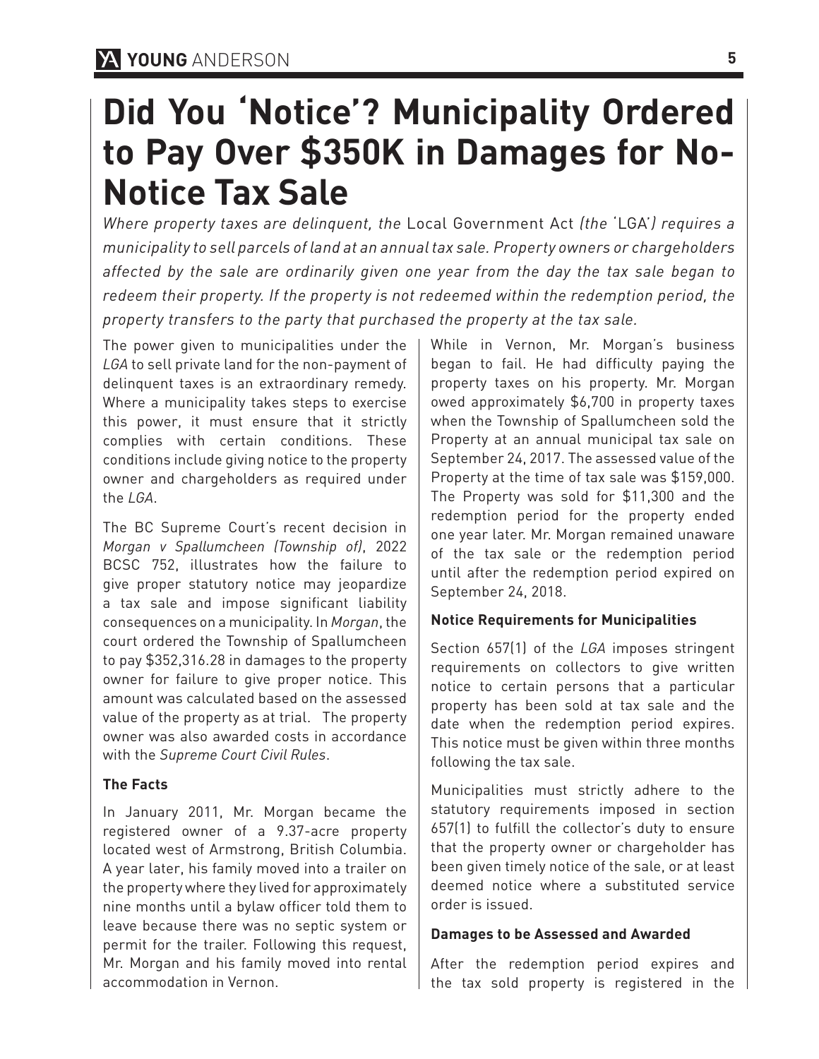# Did You 'Notice'? Municipality Ordered to Pay Over $350K in Damages for No-Notice Tax Sale

*Where property taxes are delinquent, the* Local Government Act *(the 'LGA') requires a municipality to sell parcels of land at an annual tax sale. Property owners or chargeholders affected by the sale are ordinarily given one year from the day the tax sale began to redeem their property. If the property is not redeemed within the redemption period, the property transfers to the party that purchased the property at the tax sale.*

The power given to municipalities under the *LGA* to sell private land for the non-payment of delinquent taxes is an extraordinary remedy. Where a municipality takes steps to exercise this power, it must ensure that it strictly complies with certain conditions. These conditions include giving notice to the property owner and chargeholders as required under the *LGA*.

The BC Supreme Court's recent decision in *Morgan v Spallumcheen (Township of)*, 2022 BCSC 752, illustrates how the failure to give proper statutory notice may jeopardize a tax sale and impose significant liability consequences on a municipality. In *Morgan*, the court ordered the Township of Spallumcheen to pay $352,316.28 in damages to the property owner for failure to give proper notice. This amount was calculated based on the assessed value of the property as at trial. The property owner was also awarded costs in accordance with the *Supreme Court Civil Rules*.

**The Facts**

In January 2011, Mr. Morgan became the registered owner of a 9.37-acre property located west of Armstrong, British Columbia. A year later, his family moved into a trailer on the property where they lived for approximately nine months until a bylaw officer told them to leave because there was no septic system or permit for the trailer. Following this request, Mr. Morgan and his family moved into rental accommodation in Vernon.

While in Vernon, Mr. Morgan's business began to fail. He had difficulty paying the property taxes on his property. Mr. Morgan owed approximately $6,700 in property taxes when the Township of Spallumcheen sold the Property at an annual municipal tax sale on September 24, 2017. The assessed value of the Property at the time of tax sale was $159,000. The Property was sold for $11,300 and the redemption period for the property ended one year later. Mr. Morgan remained unaware of the tax sale or the redemption period until after the redemption period expired on September 24, 2018.

**Notice Requirements for Municipalities**

Section 657(1) of the *LGA* imposes stringent requirements on collectors to give written notice to certain persons that a particular property has been sold at tax sale and the date when the redemption period expires. This notice must be given within three months following the tax sale.

Municipalities must strictly adhere to the statutory requirements imposed in section 657(1) to fulfill the collector's duty to ensure that the property owner or chargeholder has been given timely notice of the sale, or at least deemed notice where a substituted service order is issued.

**Damages to be Assessed and Awarded**

After the redemption period expires and the tax sold property is registered in the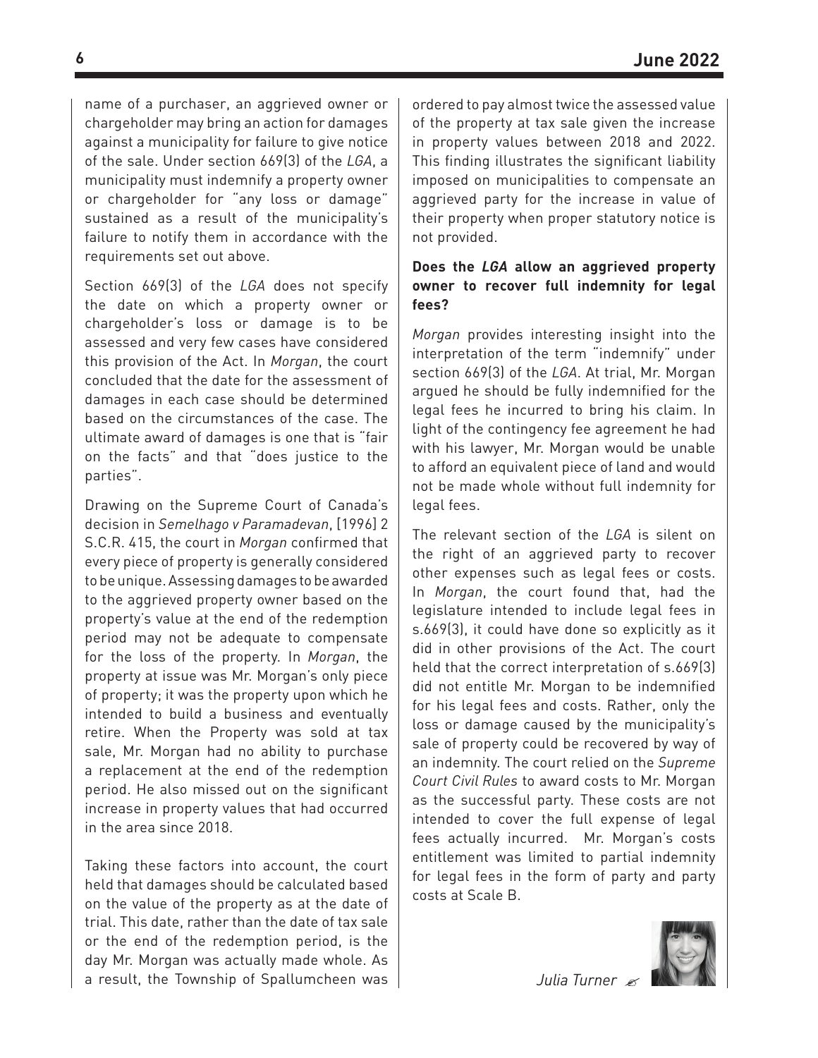name of a purchaser, an aggrieved owner or chargeholder may bring an action for damages against a municipality for failure to give notice of the sale. Under section 669(3) of the *LGA*, a municipality must indemnify a property owner or chargeholder for "any loss or damage" sustained as a result of the municipality's failure to notify them in accordance with the requirements set out above.

Section 669(3) of the *LGA* does not specify the date on which a property owner or chargeholder's loss or damage is to be assessed and very few cases have considered this provision of the Act. In *Morgan*, the court concluded that the date for the assessment of damages in each case should be determined based on the circumstances of the case. The ultimate award of damages is one that is "fair on the facts" and that "does justice to the parties".

Drawing on the Supreme Court of Canada's decision in *Semelhago v Paramadevan*, [1996] 2 S.C.R. 415, the court in *Morgan* confirmed that every piece of property is generally considered to be unique. Assessing damages to be awarded to the aggrieved property owner based on the property's value at the end of the redemption period may not be adequate to compensate for the loss of the property. In *Morgan*, the property at issue was Mr. Morgan's only piece of property; it was the property upon which he intended to build a business and eventually retire. When the Property was sold at tax sale, Mr. Morgan had no ability to purchase a replacement at the end of the redemption period. He also missed out on the significant increase in property values that had occurred in the area since 2018.

Taking these factors into account, the court held that damages should be calculated based on the value of the property as at the date of trial. This date, rather than the date of tax sale or the end of the redemption period, is the day Mr. Morgan was actually made whole. As a result, the Township of Spallumcheen was ordered to pay almost twice the assessed value of the property at tax sale given the increase in property values between 2018 and 2022. This finding illustrates the significant liability imposed on municipalities to compensate an aggrieved party for the increase in value of their property when proper statutory notice is not provided.

**Does the *LGA* allow an aggrieved property owner to recover full indemnity for legal fees?**

*Morgan* provides interesting insight into the interpretation of the term "indemnify" under section 669(3) of the *LGA*. At trial, Mr. Morgan argued he should be fully indemnified for the legal fees he incurred to bring his claim. In light of the contingency fee agreement he had with his lawyer, Mr. Morgan would be unable to afford an equivalent piece of land and would not be made whole without full indemnity for legal fees.

The relevant section of the *LGA* is silent on the right of an aggrieved party to recover other expenses such as legal fees or costs. In *Morgan*, the court found that, had the legislature intended to include legal fees in s.669(3), it could have done so explicitly as it did in other provisions of the Act. The court held that the correct interpretation of s.669(3) did not entitle Mr. Morgan to be indemnified for his legal fees and costs. Rather, only the loss or damage caused by the municipality's sale of property could be recovered by way of an indemnity. The court relied on the *Supreme Court Civil Rules* to award costs to Mr. Morgan as the successful party. These costs are not intended to cover the full expense of legal fees actually incurred. Mr. Morgan's costs entitlement was limited to partial indemnity for legal fees in the form of party and party costs at Scale B.

*Julia Turner*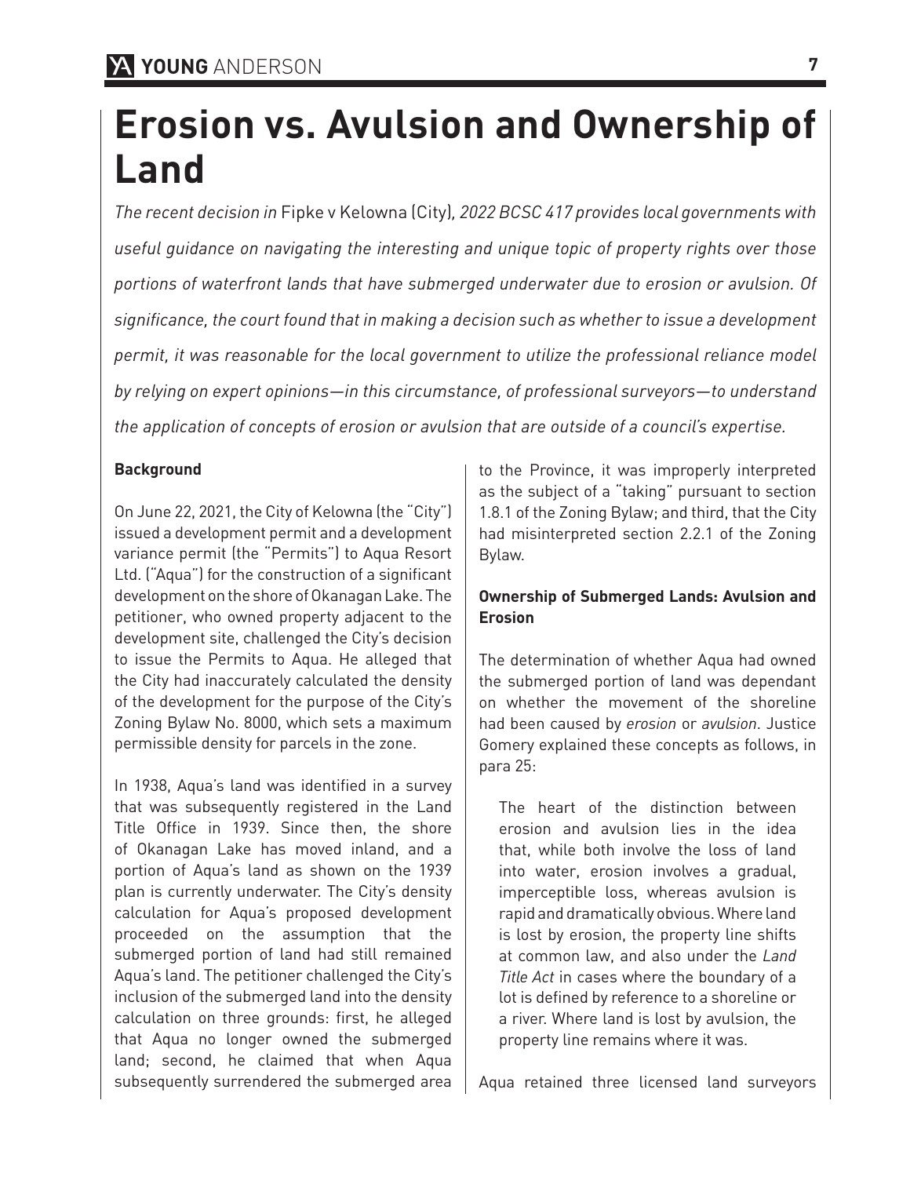# Erosion vs. Avulsion and Ownership of Land

*The recent decision in* Fipke v Kelowna (City)*, 2022 BCSC 417 provides local governments with useful guidance on navigating the interesting and unique topic of property rights over those portions of waterfront lands that have submerged underwater due to erosion or avulsion. Of significance, the court found that in making a decision such as whether to issue a development permit, it was reasonable for the local government to utilize the professional reliance model by relying on expert opinions—in this circumstance, of professional surveyors—to understand the application of concepts of erosion or avulsion that are outside of a council's expertise.*

**Background**

On June 22, 2021, the City of Kelowna (the "City") issued a development permit and a development variance permit (the "Permits") to Aqua Resort Ltd. ("Aqua") for the construction of a significant development on the shore of Okanagan Lake. The petitioner, who owned property adjacent to the development site, challenged the City's decision to issue the Permits to Aqua. He alleged that the City had inaccurately calculated the density of the development for the purpose of the City's Zoning Bylaw No. 8000, which sets a maximum permissible density for parcels in the zone.

In 1938, Aqua's land was identified in a survey that was subsequently registered in the Land Title Office in 1939. Since then, the shore of Okanagan Lake has moved inland, and a portion of Aqua's land as shown on the 1939 plan is currently underwater. The City's density calculation for Aqua's proposed development proceeded on the assumption that the submerged portion of land had still remained Aqua's land. The petitioner challenged the City's inclusion of the submerged land into the density calculation on three grounds: first, he alleged that Aqua no longer owned the submerged land; second, he claimed that when Aqua subsequently surrendered the submerged area to the Province, it was improperly interpreted as the subject of a "taking" pursuant to section 1.8.1 of the Zoning Bylaw; and third, that the City had misinterpreted section 2.2.1 of the Zoning Bylaw.

**Ownership of Submerged Lands: Avulsion and Erosion**

The determination of whether Aqua had owned the submerged portion of land was dependant on whether the movement of the shoreline had been caused by *erosion* or *avulsion*. Justice Gomery explained these concepts as follows, in para 25:

> The heart of the distinction between erosion and avulsion lies in the idea that, while both involve the loss of land into water, erosion involves a gradual, imperceptible loss, whereas avulsion is rapid and dramatically obvious. Where land is lost by erosion, the property line shifts at common law, and also under the *Land Title Act* in cases where the boundary of a lot is defined by reference to a shoreline or a river. Where land is lost by avulsion, the property line remains where it was.

Aqua retained three licensed land surveyors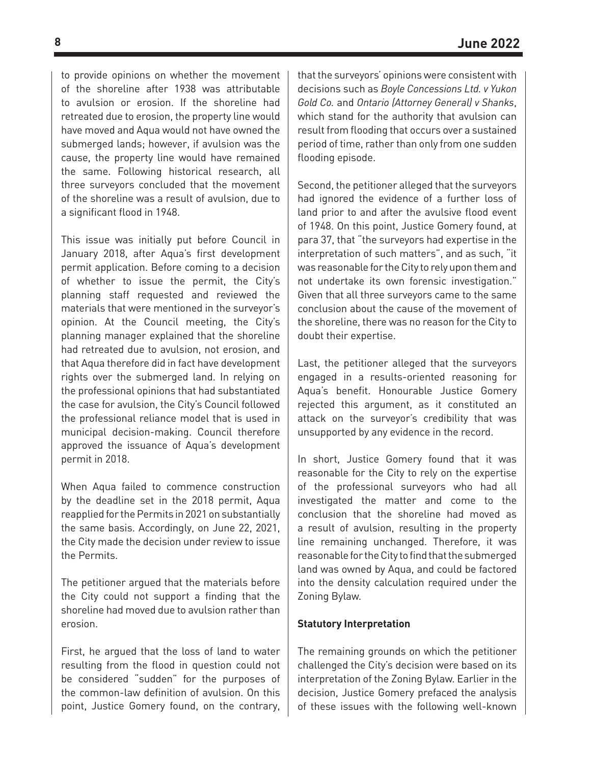to provide opinions on whether the movement of the shoreline after 1938 was attributable to avulsion or erosion. If the shoreline had retreated due to erosion, the property line would have moved and Aqua would not have owned the submerged lands; however, if avulsion was the cause, the property line would have remained the same. Following historical research, all three surveyors concluded that the movement of the shoreline was a result of avulsion, due to a significant flood in 1948.

This issue was initially put before Council in January 2018, after Aqua's first development permit application. Before coming to a decision of whether to issue the permit, the City's planning staff requested and reviewed the materials that were mentioned in the surveyor's opinion. At the Council meeting, the City's planning manager explained that the shoreline had retreated due to avulsion, not erosion, and that Aqua therefore did in fact have development rights over the submerged land. In relying on the professional opinions that had substantiated the case for avulsion, the City's Council followed the professional reliance model that is used in municipal decision-making. Council therefore approved the issuance of Aqua's development permit in 2018.

When Aqua failed to commence construction by the deadline set in the 2018 permit, Aqua reapplied for the Permits in 2021 on substantially the same basis. Accordingly, on June 22, 2021, the City made the decision under review to issue the Permits.

The petitioner argued that the materials before the City could not support a finding that the shoreline had moved due to avulsion rather than erosion.

First, he argued that the loss of land to water resulting from the flood in question could not be considered "sudden" for the purposes of the common-law definition of avulsion. On this point, Justice Gomery found, on the contrary, that the surveyors' opinions were consistent with decisions such as *Boyle Concessions Ltd. v Yukon Gold Co.* and *Ontario (Attorney General) v Shanks*, which stand for the authority that avulsion can result from flooding that occurs over a sustained period of time, rather than only from one sudden flooding episode.

Second, the petitioner alleged that the surveyors had ignored the evidence of a further loss of land prior to and after the avulsive flood event of 1948. On this point, Justice Gomery found, at para 37, that "the surveyors had expertise in the interpretation of such matters", and as such, "it was reasonable for the City to rely upon them and not undertake its own forensic investigation." Given that all three surveyors came to the same conclusion about the cause of the movement of the shoreline, there was no reason for the City to doubt their expertise.

Last, the petitioner alleged that the surveyors engaged in a results-oriented reasoning for Aqua's benefit. Honourable Justice Gomery rejected this argument, as it constituted an attack on the surveyor's credibility that was unsupported by any evidence in the record.

In short, Justice Gomery found that it was reasonable for the City to rely on the expertise of the professional surveyors who had all investigated the matter and come to the conclusion that the shoreline had moved as a result of avulsion, resulting in the property line remaining unchanged. Therefore, it was reasonable for the City to find that the submerged land was owned by Aqua, and could be factored into the density calculation required under the Zoning Bylaw.

**Statutory Interpretation**

The remaining grounds on which the petitioner challenged the City's decision were based on its interpretation of the Zoning Bylaw. Earlier in the decision, Justice Gomery prefaced the analysis of these issues with the following well-known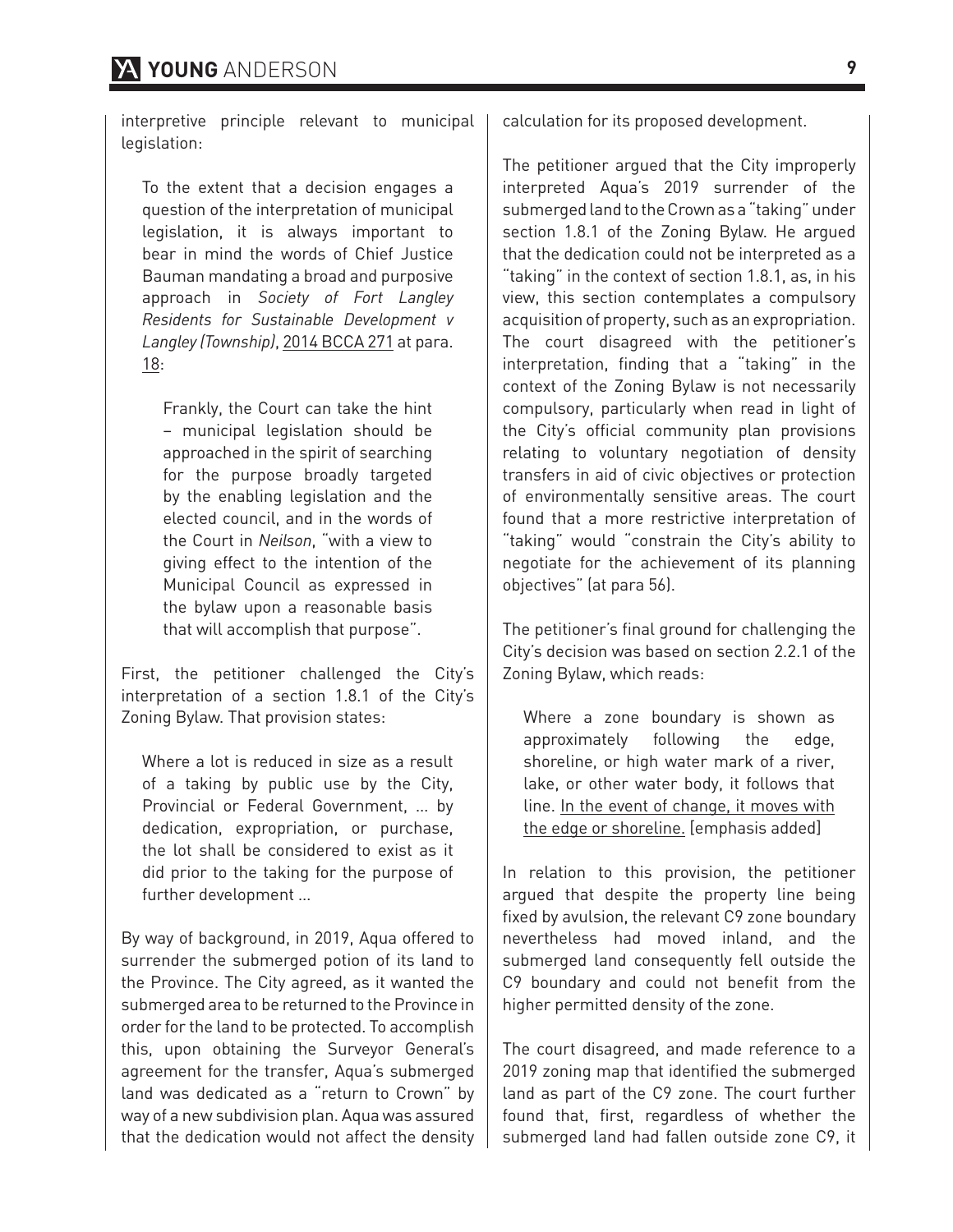interpretive principle relevant to municipal legislation:

> To the extent that a decision engages a question of the interpretation of municipal legislation, it is always important to bear in mind the words of Chief Justice Bauman mandating a broad and purposive approach in *Society of Fort Langley Residents for Sustainable Development v Langley (Township)*, 2014 BCCA 271 at para. 18:
>
> > Frankly, the Court can take the hint – municipal legislation should be approached in the spirit of searching for the purpose broadly targeted by the enabling legislation and the elected council, and in the words of the Court in *Neilson*, "with a view to giving effect to the intention of the Municipal Council as expressed in the bylaw upon a reasonable basis that will accomplish that purpose".

First, the petitioner challenged the City's interpretation of a section 1.8.1 of the City's Zoning Bylaw. That provision states:

> Where a lot is reduced in size as a result of a taking by public use by the City, Provincial or Federal Government, … by dedication, expropriation, or purchase, the lot shall be considered to exist as it did prior to the taking for the purpose of further development …

By way of background, in 2019, Aqua offered to surrender the submerged potion of its land to the Province. The City agreed, as it wanted the submerged area to be returned to the Province in order for the land to be protected. To accomplish this, upon obtaining the Surveyor General's agreement for the transfer, Aqua's submerged land was dedicated as a "return to Crown" by way of a new subdivision plan. Aqua was assured that the dedication would not affect the density calculation for its proposed development.

The petitioner argued that the City improperly interpreted Aqua's 2019 surrender of the submerged land to the Crown as a "taking" under section 1.8.1 of the Zoning Bylaw. He argued that the dedication could not be interpreted as a "taking" in the context of section 1.8.1, as, in his view, this section contemplates a compulsory acquisition of property, such as an expropriation. The court disagreed with the petitioner's interpretation, finding that a "taking" in the context of the Zoning Bylaw is not necessarily compulsory, particularly when read in light of the City's official community plan provisions relating to voluntary negotiation of density transfers in aid of civic objectives or protection of environmentally sensitive areas. The court found that a more restrictive interpretation of "taking" would "constrain the City's ability to negotiate for the achievement of its planning objectives" (at para 56).

The petitioner's final ground for challenging the City's decision was based on section 2.2.1 of the Zoning Bylaw, which reads:

> Where a zone boundary is shown as approximately following the edge, shoreline, or high water mark of a river, lake, or other water body, it follows that line. <u>In the event of change, it moves with the edge or shoreline.</u> [emphasis added]

In relation to this provision, the petitioner argued that despite the property line being fixed by avulsion, the relevant C9 zone boundary nevertheless had moved inland, and the submerged land consequently fell outside the C9 boundary and could not benefit from the higher permitted density of the zone.

The court disagreed, and made reference to a 2019 zoning map that identified the submerged land as part of the C9 zone. The court further found that, first, regardless of whether the submerged land had fallen outside zone C9, it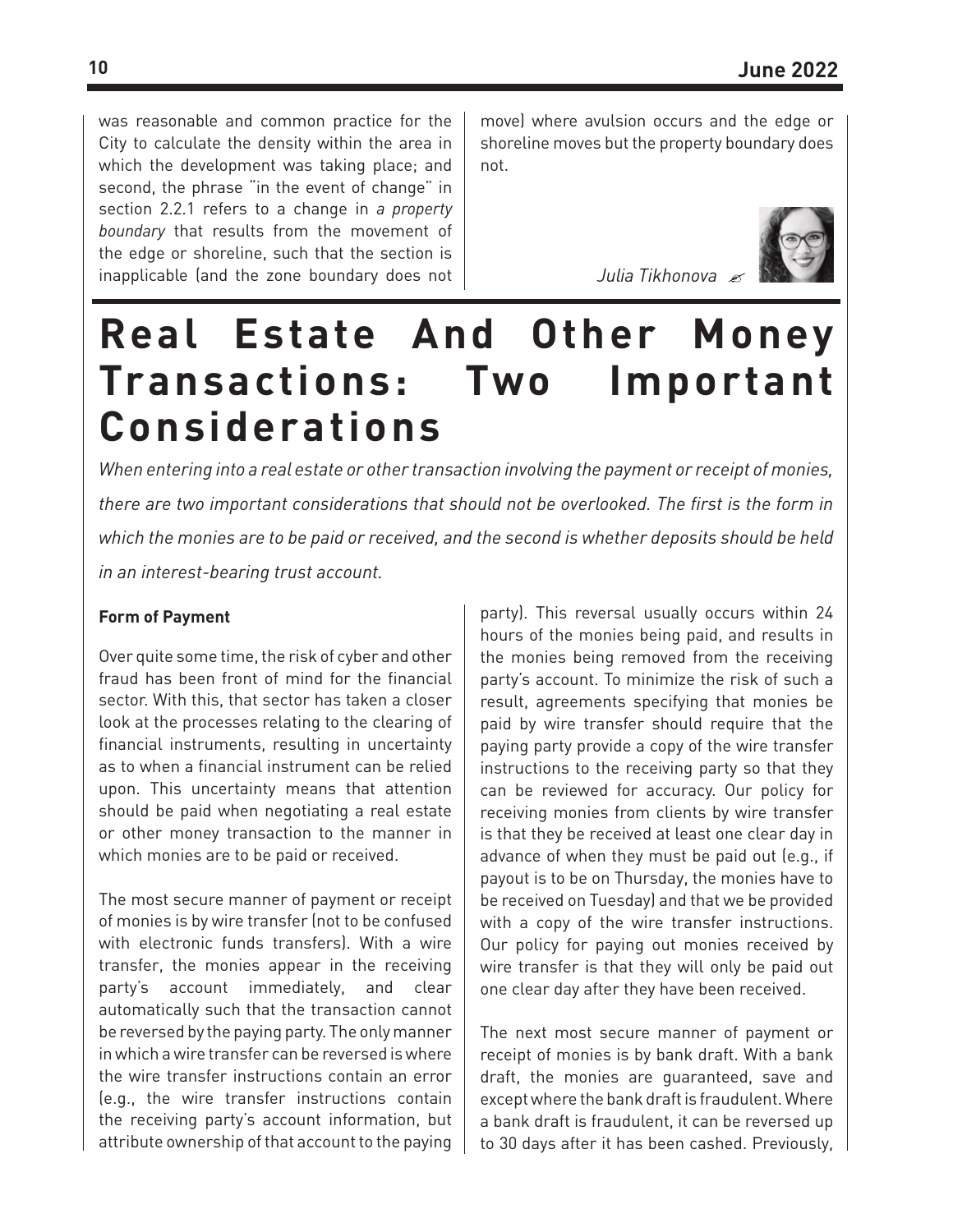was reasonable and common practice for the City to calculate the density within the area in which the development was taking place; and second, the phrase "in the event of change" in section 2.2.1 refers to a change in *a property boundary* that results from the movement of the edge or shoreline, such that the section is inapplicable (and the zone boundary does not move) where avulsion occurs and the edge or shoreline moves but the property boundary does not.

*Julia Tikhonova* ✍

# Real Estate And Other Money Transactions: Two Important Considerations

*When entering into a real estate or other transaction involving the payment or receipt of monies, there are two important considerations that should not be overlooked. The first is the form in which the monies are to be paid or received, and the second is whether deposits should be held in an interest-bearing trust account.*

**Form of Payment**

Over quite some time, the risk of cyber and other fraud has been front of mind for the financial sector. With this, that sector has taken a closer look at the processes relating to the clearing of financial instruments, resulting in uncertainty as to when a financial instrument can be relied upon. This uncertainty means that attention should be paid when negotiating a real estate or other money transaction to the manner in which monies are to be paid or received.

The most secure manner of payment or receipt of monies is by wire transfer (not to be confused with electronic funds transfers). With a wire transfer, the monies appear in the receiving party's account immediately, and clear automatically such that the transaction cannot be reversed by the paying party. The only manner in which a wire transfer can be reversed is where the wire transfer instructions contain an error (e.g., the wire transfer instructions contain the receiving party's account information, but attribute ownership of that account to the paying party). This reversal usually occurs within 24 hours of the monies being paid, and results in the monies being removed from the receiving party's account. To minimize the risk of such a result, agreements specifying that monies be paid by wire transfer should require that the paying party provide a copy of the wire transfer instructions to the receiving party so that they can be reviewed for accuracy. Our policy for receiving monies from clients by wire transfer is that they be received at least one clear day in advance of when they must be paid out (e.g., if payout is to be on Thursday, the monies have to be received on Tuesday) and that we be provided with a copy of the wire transfer instructions. Our policy for paying out monies received by wire transfer is that they will only be paid out one clear day after they have been received.

The next most secure manner of payment or receipt of monies is by bank draft. With a bank draft, the monies are guaranteed, save and except where the bank draft is fraudulent. Where a bank draft is fraudulent, it can be reversed up to 30 days after it has been cashed. Previously,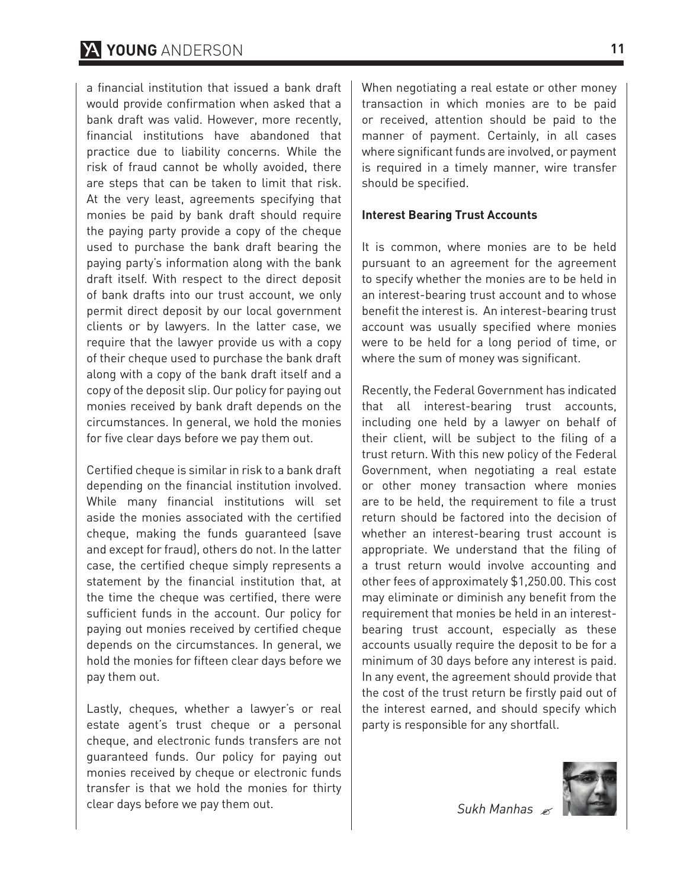a financial institution that issued a bank draft would provide confirmation when asked that a bank draft was valid. However, more recently, financial institutions have abandoned that practice due to liability concerns. While the risk of fraud cannot be wholly avoided, there are steps that can be taken to limit that risk. At the very least, agreements specifying that monies be paid by bank draft should require the paying party provide a copy of the cheque used to purchase the bank draft bearing the paying party's information along with the bank draft itself. With respect to the direct deposit of bank drafts into our trust account, we only permit direct deposit by our local government clients or by lawyers. In the latter case, we require that the lawyer provide us with a copy of their cheque used to purchase the bank draft along with a copy of the bank draft itself and a copy of the deposit slip. Our policy for paying out monies received by bank draft depends on the circumstances. In general, we hold the monies for five clear days before we pay them out.

Certified cheque is similar in risk to a bank draft depending on the financial institution involved. While many financial institutions will set aside the monies associated with the certified cheque, making the funds guaranteed (save and except for fraud), others do not. In the latter case, the certified cheque simply represents a statement by the financial institution that, at the time the cheque was certified, there were sufficient funds in the account. Our policy for paying out monies received by certified cheque depends on the circumstances. In general, we hold the monies for fifteen clear days before we pay them out.

Lastly, cheques, whether a lawyer's or real estate agent's trust cheque or a personal cheque, and electronic funds transfers are not guaranteed funds. Our policy for paying out monies received by cheque or electronic funds transfer is that we hold the monies for thirty clear days before we pay them out.

When negotiating a real estate or other money transaction in which monies are to be paid or received, attention should be paid to the manner of payment. Certainly, in all cases where significant funds are involved, or payment is required in a timely manner, wire transfer should be specified.

**Interest Bearing Trust Accounts**

It is common, where monies are to be held pursuant to an agreement for the agreement to specify whether the monies are to be held in an interest-bearing trust account and to whose benefit the interest is. An interest-bearing trust account was usually specified where monies were to be held for a long period of time, or where the sum of money was significant.

Recently, the Federal Government has indicated that all interest-bearing trust accounts, including one held by a lawyer on behalf of their client, will be subject to the filing of a trust return. With this new policy of the Federal Government, when negotiating a real estate or other money transaction where monies are to be held, the requirement to file a trust return should be factored into the decision of whether an interest-bearing trust account is appropriate. We understand that the filing of a trust return would involve accounting and other fees of approximately $1,250.00. This cost may eliminate or diminish any benefit from the requirement that monies be held in an interest-bearing trust account, especially as these accounts usually require the deposit to be for a minimum of 30 days before any interest is paid. In any event, the agreement should provide that the cost of the trust return be firstly paid out of the interest earned, and should specify which party is responsible for any shortfall.

*Sukh Manhas*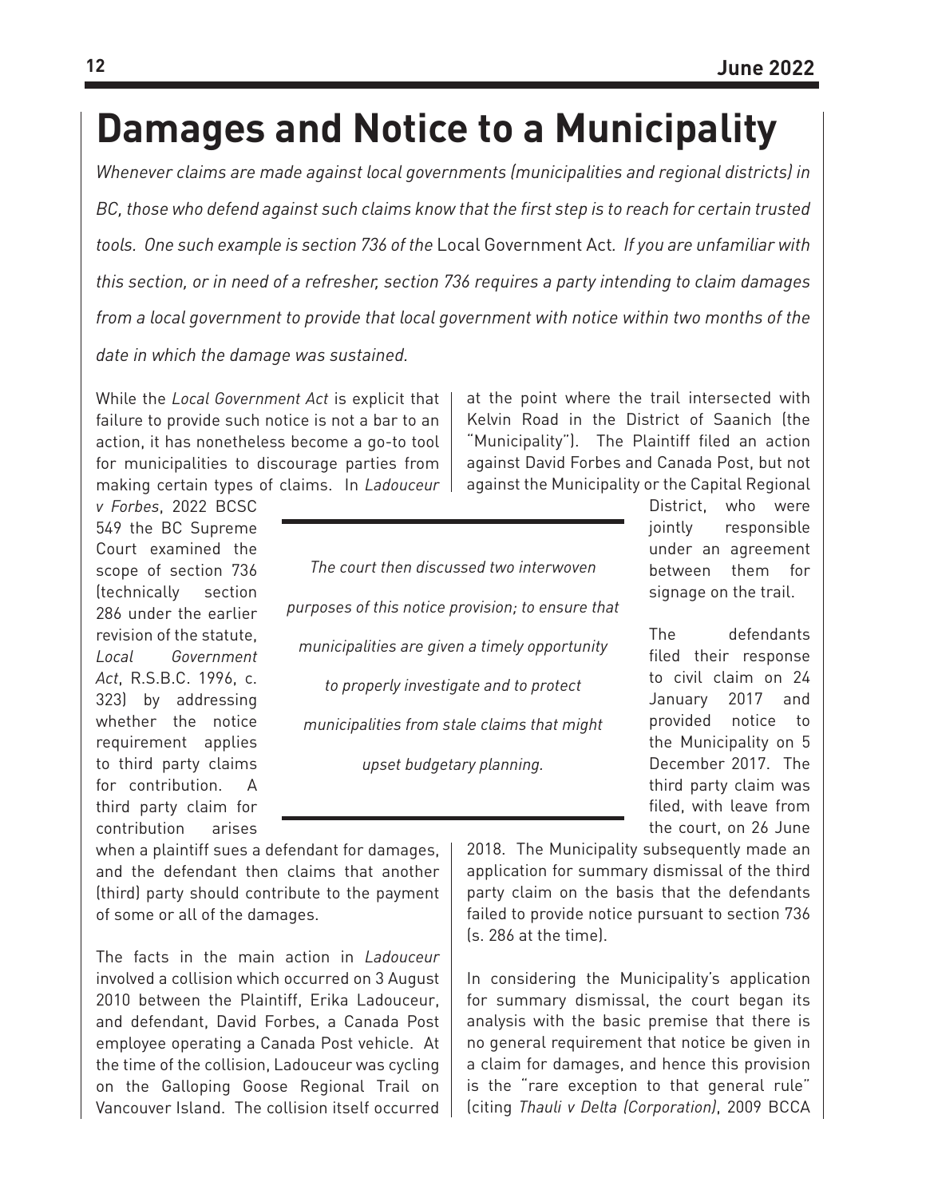# Damages and Notice to a Municipality

*Whenever claims are made against local governments (municipalities and regional districts) in BC, those who defend against such claims know that the first step is to reach for certain trusted tools. One such example is section 736 of the* Local Government Act*. If you are unfamiliar with this section, or in need of a refresher, section 736 requires a party intending to claim damages from a local government to provide that local government with notice within two months of the date in which the damage was sustained.*

While the *Local Government Act* is explicit that failure to provide such notice is not a bar to an action, it has nonetheless become a go-to tool for municipalities to discourage parties from making certain types of claims. In *Ladouceur v Forbes*, 2022 BCSC 549 the BC Supreme Court examined the scope of section 736 (technically section 286 under the earlier revision of the statute, *Local Government Act*, R.S.B.C. 1996, c. 323) by addressing whether the notice requirement applies to third party claims for contribution. A third party claim for contribution arises when a plaintiff sues a defendant for damages, and the defendant then claims that another (third) party should contribute to the payment of some or all of the damages.

The facts in the main action in *Ladouceur* involved a collision which occurred on 3 August 2010 between the Plaintiff, Erika Ladouceur, and defendant, David Forbes, a Canada Post employee operating a Canada Post vehicle. At the time of the collision, Ladouceur was cycling on the Galloping Goose Regional Trail on Vancouver Island. The collision itself occurred at the point where the trail intersected with Kelvin Road in the District of Saanich (the "Municipality"). The Plaintiff filed an action against David Forbes and Canada Post, but not against the Municipality or the Capital Regional District, who were jointly responsible under an agreement between them for signage on the trail.

> *The court then discussed two interwoven purposes of this notice provision; to ensure that municipalities are given a timely opportunity to properly investigate and to protect municipalities from stale claims that might upset budgetary planning.*

The defendants filed their response to civil claim on 24 January 2017 and provided notice to the Municipality on 5 December 2017. The third party claim was filed, with leave from the court, on 26 June 2018. The Municipality subsequently made an application for summary dismissal of the third party claim on the basis that the defendants failed to provide notice pursuant to section 736 (s. 286 at the time).

In considering the Municipality's application for summary dismissal, the court began its analysis with the basic premise that there is no general requirement that notice be given in a claim for damages, and hence this provision is the "rare exception to that general rule" (citing *Thauli v Delta (Corporation)*, 2009 BCCA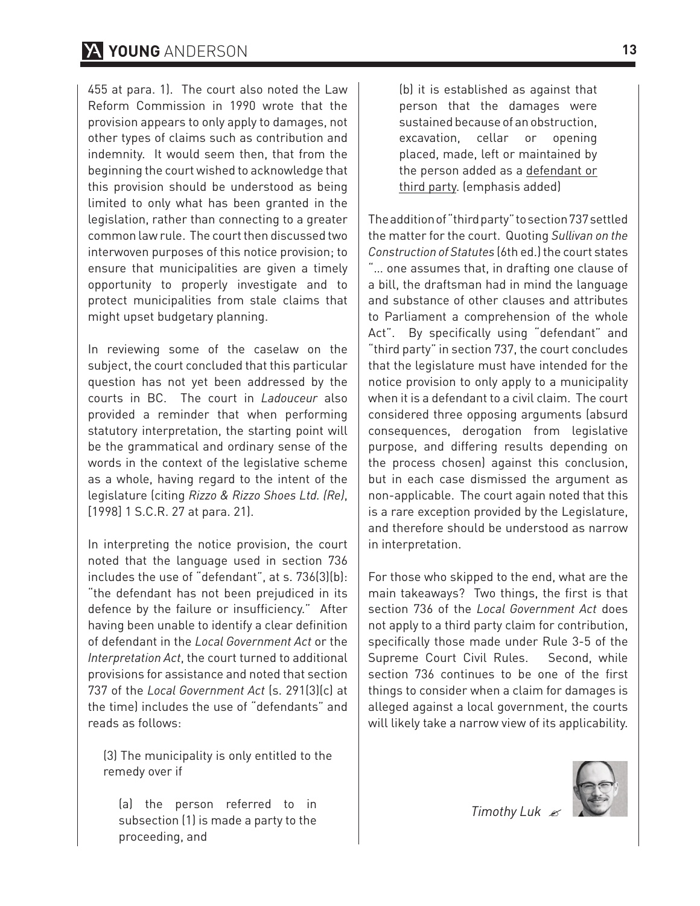455 at para. 1). The court also noted the Law Reform Commission in 1990 wrote that the provision appears to only apply to damages, not other types of claims such as contribution and indemnity. It would seem then, that from the beginning the court wished to acknowledge that this provision should be understood as being limited to only what has been granted in the legislation, rather than connecting to a greater common law rule. The court then discussed two interwoven purposes of this notice provision; to ensure that municipalities are given a timely opportunity to properly investigate and to protect municipalities from stale claims that might upset budgetary planning.

In reviewing some of the caselaw on the subject, the court concluded that this particular question has not yet been addressed by the courts in BC. The court in *Ladouceur* also provided a reminder that when performing statutory interpretation, the starting point will be the grammatical and ordinary sense of the words in the context of the legislative scheme as a whole, having regard to the intent of the legislature (citing *Rizzo & Rizzo Shoes Ltd. (Re)*, [1998] 1 S.C.R. 27 at para. 21).

In interpreting the notice provision, the court noted that the language used in section 736 includes the use of "defendant", at s. 736(3)(b): "the defendant has not been prejudiced in its defence by the failure or insufficiency." After having been unable to identify a clear definition of defendant in the *Local Government Act* or the *Interpretation Act*, the court turned to additional provisions for assistance and noted that section 737 of the *Local Government Act* (s. 291(3)(c) at the time) includes the use of "defendants" and reads as follows:

> (3) The municipality is only entitled to the remedy over if
>
> > (a) the person referred to in subsection (1) is made a party to the proceeding, and
> >
> > (b) it is established as against that person that the damages were sustained because of an obstruction, excavation, cellar or opening placed, made, left or maintained by the person added as a <u>defendant or third party</u>. (emphasis added)

The addition of "third party" to section 737 settled the matter for the court. Quoting *Sullivan on the Construction of Statutes* (6th ed.) the court states "… one assumes that, in drafting one clause of a bill, the draftsman had in mind the language and substance of other clauses and attributes to Parliament a comprehension of the whole Act". By specifically using "defendant" and "third party" in section 737, the court concludes that the legislature must have intended for the notice provision to only apply to a municipality when it is a defendant to a civil claim. The court considered three opposing arguments (absurd consequences, derogation from legislative purpose, and differing results depending on the process chosen) against this conclusion, but in each case dismissed the argument as non-applicable. The court again noted that this is a rare exception provided by the Legislature, and therefore should be understood as narrow in interpretation.

For those who skipped to the end, what are the main takeaways? Two things, the first is that section 736 of the *Local Government Act* does not apply to a third party claim for contribution, specifically those made under Rule 3-5 of the Supreme Court Civil Rules. Second, while section 736 continues to be one of the first things to consider when a claim for damages is alleged against a local government, the courts will likely take a narrow view of its applicability.

*Timothy Luk* ✍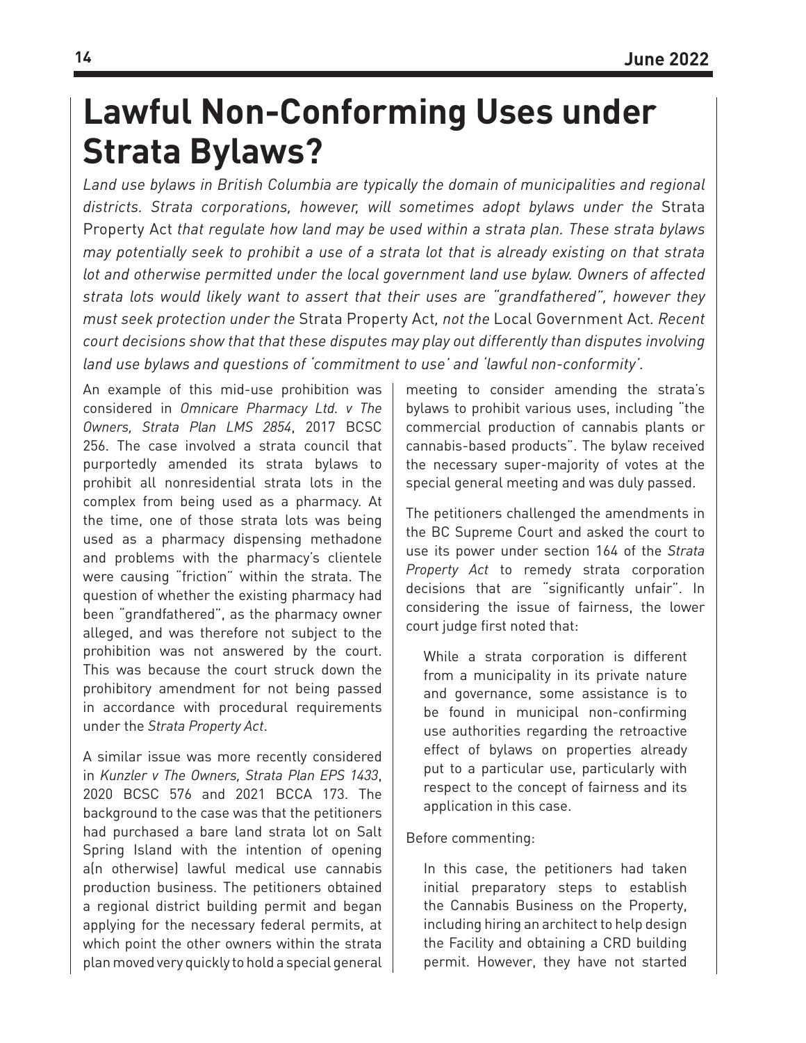# Lawful Non-Conforming Uses under Strata Bylaws?

*Land use bylaws in British Columbia are typically the domain of municipalities and regional districts. Strata corporations, however, will sometimes adopt bylaws under the* Strata Property Act *that regulate how land may be used within a strata plan. These strata bylaws may potentially seek to prohibit a use of a strata lot that is already existing on that strata lot and otherwise permitted under the local government land use bylaw. Owners of affected strata lots would likely want to assert that their uses are "grandfathered", however they must seek protection under the* Strata Property Act*, not the* Local Government Act*. Recent court decisions show that that these disputes may play out differently than disputes involving land use bylaws and questions of 'commitment to use' and 'lawful non-conformity'.*

An example of this mid-use prohibition was considered in *Omnicare Pharmacy Ltd. v The Owners, Strata Plan LMS 2854*, 2017 BCSC 256. The case involved a strata council that purportedly amended its strata bylaws to prohibit all nonresidential strata lots in the complex from being used as a pharmacy. At the time, one of those strata lots was being used as a pharmacy dispensing methadone and problems with the pharmacy's clientele were causing "friction" within the strata. The question of whether the existing pharmacy had been "grandfathered", as the pharmacy owner alleged, and was therefore not subject to the prohibition was not answered by the court. This was because the court struck down the prohibitory amendment for not being passed in accordance with procedural requirements under the *Strata Property Act*.

A similar issue was more recently considered in *Kunzler v The Owners, Strata Plan EPS 1433*, 2020 BCSC 576 and 2021 BCCA 173. The background to the case was that the petitioners had purchased a bare land strata lot on Salt Spring Island with the intention of opening a(n otherwise) lawful medical use cannabis production business. The petitioners obtained a regional district building permit and began applying for the necessary federal permits, at which point the other owners within the strata plan moved very quickly to hold a special general meeting to consider amending the strata's bylaws to prohibit various uses, including "the commercial production of cannabis plants or cannabis-based products". The bylaw received the necessary super-majority of votes at the special general meeting and was duly passed.

The petitioners challenged the amendments in the BC Supreme Court and asked the court to use its power under section 164 of the *Strata Property Act* to remedy strata corporation decisions that are "significantly unfair". In considering the issue of fairness, the lower court judge first noted that:

> While a strata corporation is different from a municipality in its private nature and governance, some assistance is to be found in municipal non-confirming use authorities regarding the retroactive effect of bylaws on properties already put to a particular use, particularly with respect to the concept of fairness and its application in this case.

Before commenting:

> In this case, the petitioners had taken initial preparatory steps to establish the Cannabis Business on the Property, including hiring an architect to help design the Facility and obtaining a CRD building permit. However, they have not started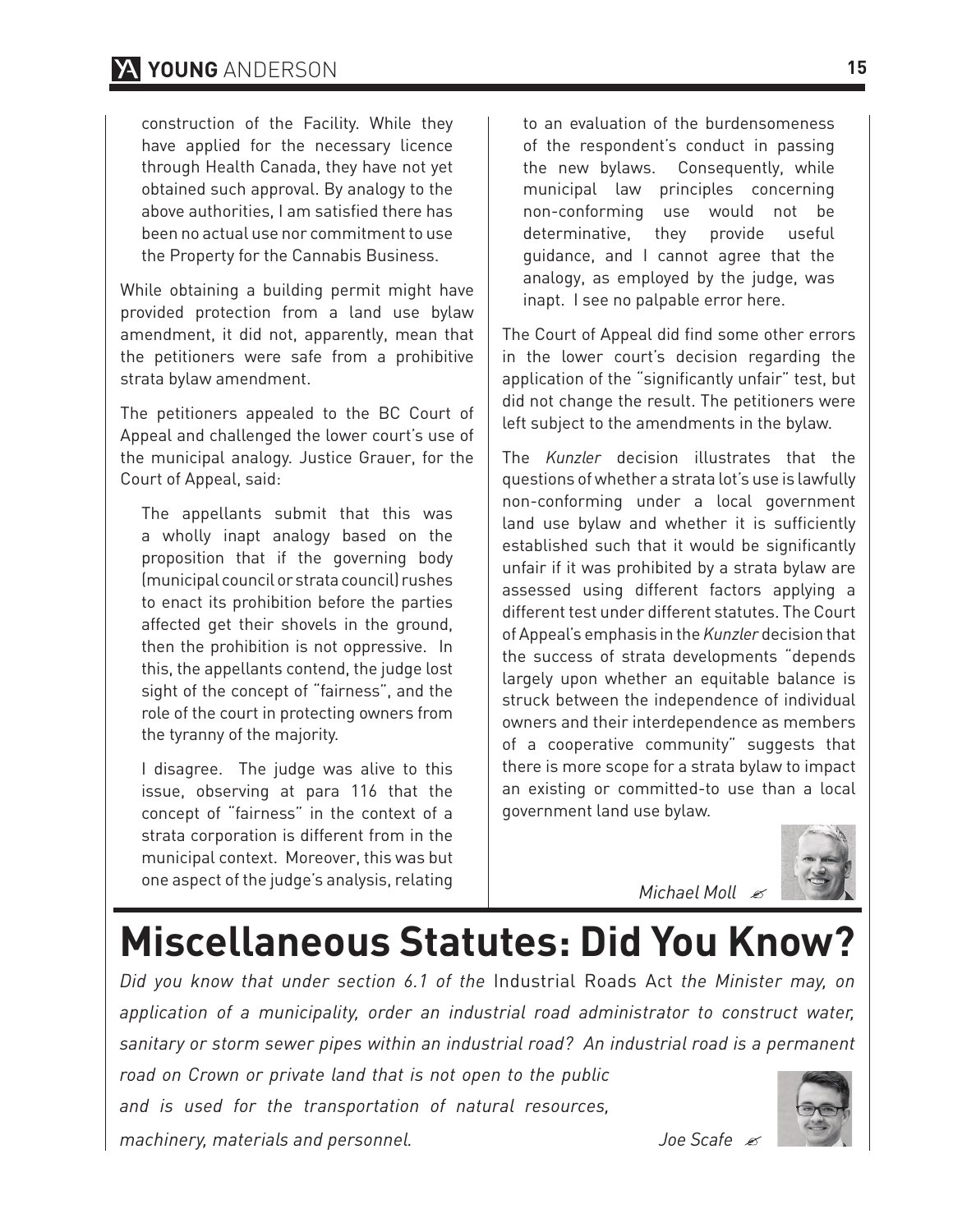> construction of the Facility. While they have applied for the necessary licence through Health Canada, they have not yet obtained such approval. By analogy to the above authorities, I am satisfied there has been no actual use nor commitment to use the Property for the Cannabis Business.

While obtaining a building permit might have provided protection from a land use bylaw amendment, it did not, apparently, mean that the petitioners were safe from a prohibitive strata bylaw amendment.

The petitioners appealed to the BC Court of Appeal and challenged the lower court's use of the municipal analogy. Justice Grauer, for the Court of Appeal, said:

> The appellants submit that this was a wholly inapt analogy based on the proposition that if the governing body (municipal council or strata council) rushes to enact its prohibition before the parties affected get their shovels in the ground, then the prohibition is not oppressive. In this, the appellants contend, the judge lost sight of the concept of "fairness", and the role of the court in protecting owners from the tyranny of the majority.
>
> I disagree. The judge was alive to this issue, observing at para 116 that the concept of "fairness" in the context of a strata corporation is different from in the municipal context. Moreover, this was but one aspect of the judge's analysis, relating to an evaluation of the burdensomeness of the respondent's conduct in passing the new bylaws. Consequently, while municipal law principles concerning non-conforming use would not be determinative, they provide useful guidance, and I cannot agree that the analogy, as employed by the judge, was inapt. I see no palpable error here.

The Court of Appeal did find some other errors in the lower court's decision regarding the application of the "significantly unfair" test, but did not change the result. The petitioners were left subject to the amendments in the bylaw.

The *Kunzler* decision illustrates that the questions of whether a strata lot's use is lawfully non-conforming under a local government land use bylaw and whether it is sufficiently established such that it would be significantly unfair if it was prohibited by a strata bylaw are assessed using different factors applying a different test under different statutes. The Court of Appeal's emphasis in the *Kunzler* decision that the success of strata developments "depends largely upon whether an equitable balance is struck between the independence of individual owners and their interdependence as members of a cooperative community" suggests that there is more scope for a strata bylaw to impact an existing or committed-to use than a local government land use bylaw.

*Michael Moll* ✍

# Miscellaneous Statutes: Did You Know?

*Did you know that under section 6.1 of the* Industrial Roads Act *the Minister may, on application of a municipality, order an industrial road administrator to construct water, sanitary or storm sewer pipes within an industrial road? An industrial road is a permanent road on Crown or private land that is not open to the public and is used for the transportation of natural resources, machinery, materials and personnel.*

*Joe Scafe* ✍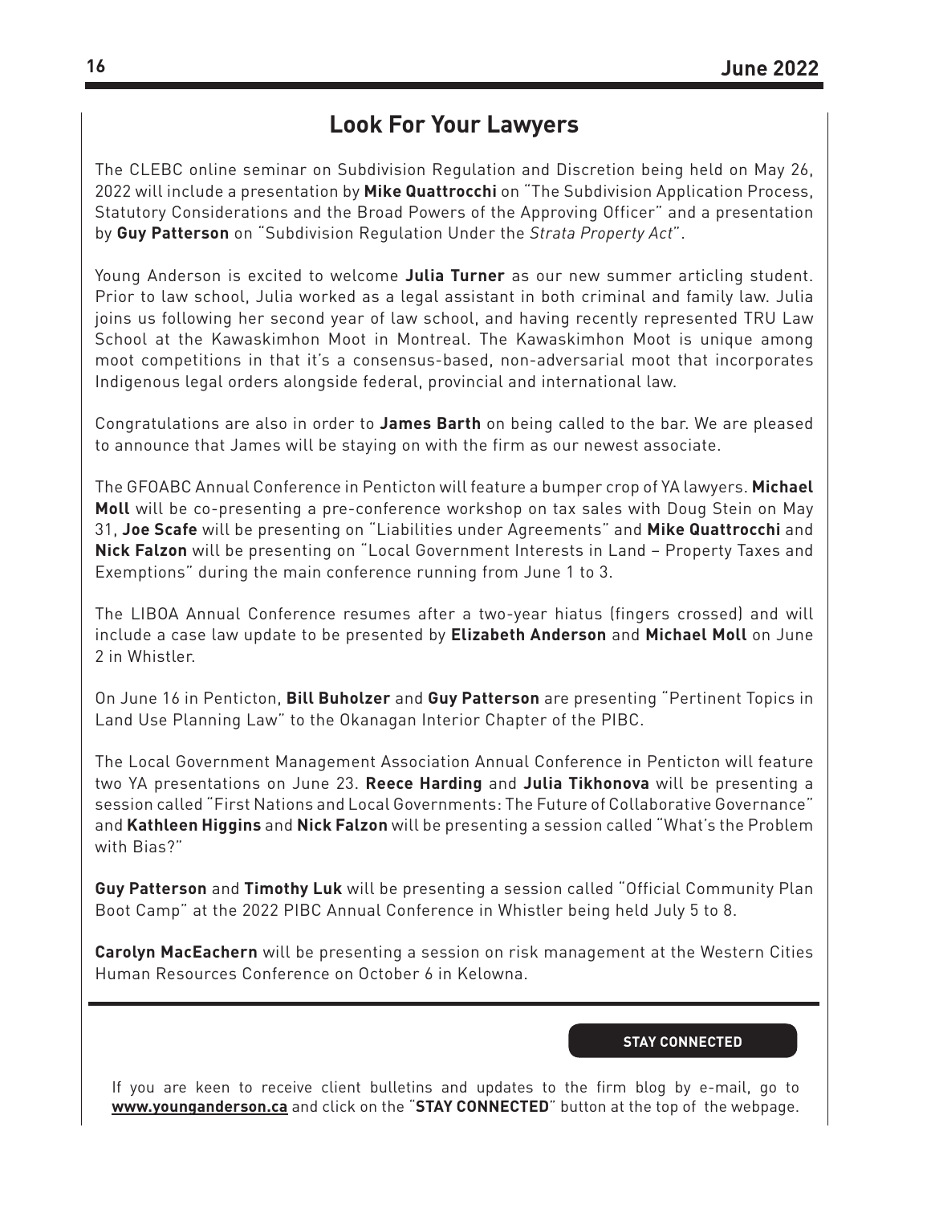## Look For Your Lawyers

The CLEBC online seminar on Subdivision Regulation and Discretion being held on May 26, 2022 will include a presentation by **Mike Quattrocchi** on "The Subdivision Application Process, Statutory Considerations and the Broad Powers of the Approving Officer" and a presentation by **Guy Patterson** on "Subdivision Regulation Under the *Strata Property Act*".

Young Anderson is excited to welcome **Julia Turner** as our new summer articling student. Prior to law school, Julia worked as a legal assistant in both criminal and family law. Julia joins us following her second year of law school, and having recently represented TRU Law School at the Kawaskimhon Moot in Montreal. The Kawaskimhon Moot is unique among moot competitions in that it's a consensus-based, non-adversarial moot that incorporates Indigenous legal orders alongside federal, provincial and international law.

Congratulations are also in order to **James Barth** on being called to the bar. We are pleased to announce that James will be staying on with the firm as our newest associate.

The GFOABC Annual Conference in Penticton will feature a bumper crop of YA lawyers. **Michael Moll** will be co-presenting a pre-conference workshop on tax sales with Doug Stein on May 31, **Joe Scafe** will be presenting on "Liabilities under Agreements" and **Mike Quattrocchi** and **Nick Falzon** will be presenting on "Local Government Interests in Land – Property Taxes and Exemptions" during the main conference running from June 1 to 3.

The LIBOA Annual Conference resumes after a two-year hiatus (fingers crossed) and will include a case law update to be presented by **Elizabeth Anderson** and **Michael Moll** on June 2 in Whistler.

On June 16 in Penticton, **Bill Buholzer** and **Guy Patterson** are presenting "Pertinent Topics in Land Use Planning Law" to the Okanagan Interior Chapter of the PIBC.

The Local Government Management Association Annual Conference in Penticton will feature two YA presentations on June 23. **Reece Harding** and **Julia Tikhonova** will be presenting a session called "First Nations and Local Governments: The Future of Collaborative Governance" and **Kathleen Higgins** and **Nick Falzon** will be presenting a session called "What's the Problem with Bias?"

**Guy Patterson** and **Timothy Luk** will be presenting a session called "Official Community Plan Boot Camp" at the 2022 PIBC Annual Conference in Whistler being held July 5 to 8.

**Carolyn MacEachern** will be presenting a session on risk management at the Western Cities Human Resources Conference on October 6 in Kelowna.

**STAY CONNECTED**

If you are keen to receive client bulletins and updates to the firm blog by e-mail, go to **www.younganderson.ca** and click on the "**STAY CONNECTED**" button at the top of the webpage.